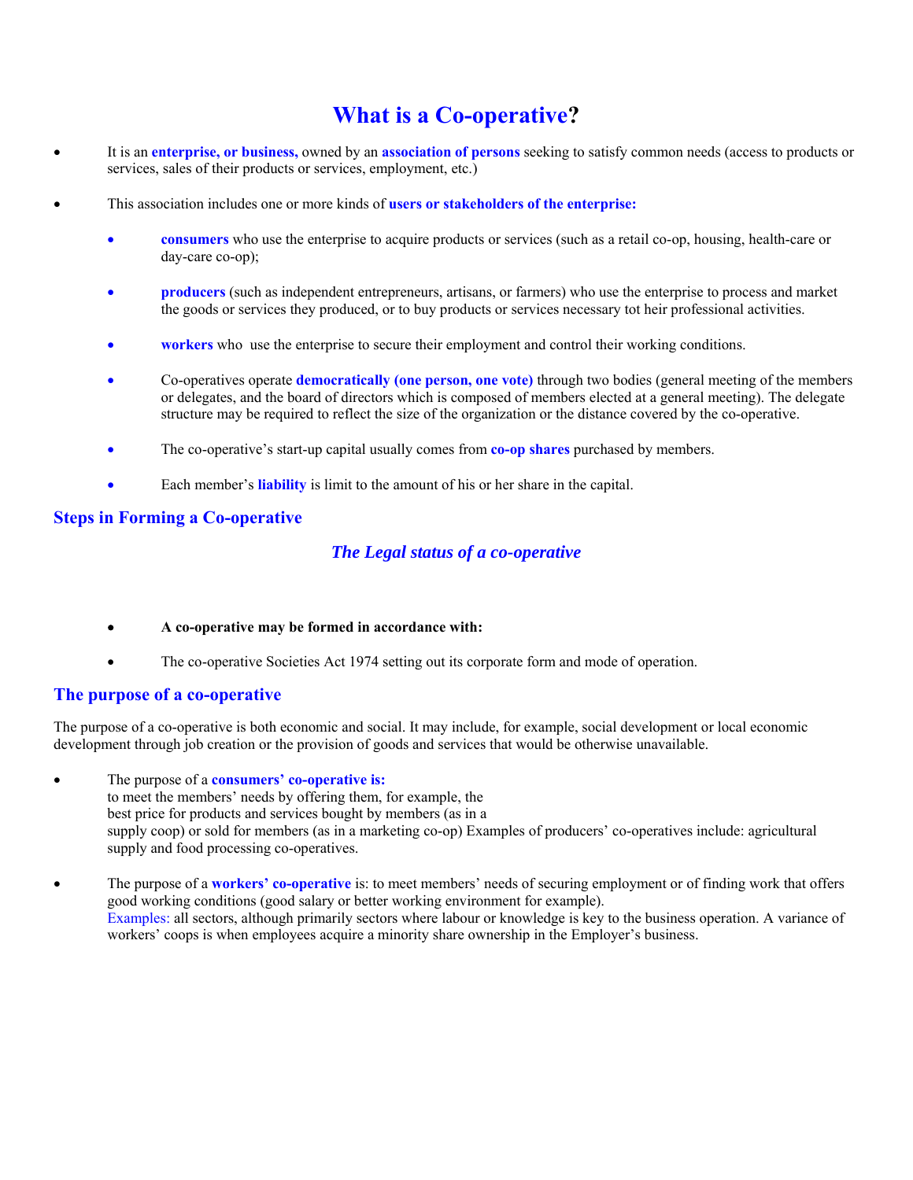# What is a Co-operative?

- It is an **enterprise, or business,** owned by an **association of persons** seeking to satisfy common needs (access to products or services, sales of their products or services, employment, etc.)

- This association includes one or more kinds of **users or stakeholders of the enterprise:**

  - **consumers** who use the enterprise to acquire products or services (such as a retail co-op, housing, health-care or day-care co-op);

  - **producers** (such as independent entrepreneurs, artisans, or farmers) who use the enterprise to process and market the goods or services they produced, or to buy products or services necessary tot heir professional activities.

  - **workers** who use the enterprise to secure their employment and control their working conditions.

  - Co-operatives operate **democratically (one person, one vote)** through two bodies (general meeting of the members or delegates, and the board of directors which is composed of members elected at a general meeting). The delegate structure may be required to reflect the size of the organization or the distance covered by the co-operative.

  - The co-operative's start-up capital usually comes from **co-op shares** purchased by members.

  - Each member's **liability** is limit to the amount of his or her share in the capital.

## Steps in Forming a Co-operative

### *The Legal status of a co-operative*

- **A co-operative may be formed in accordance with:**

- The co-operative Societies Act 1974 setting out its corporate form and mode of operation.

## The purpose of a co-operative

The purpose of a co-operative is both economic and social. It may include, for example, social development or local economic development through job creation or the provision of goods and services that would be otherwise unavailable.

- The purpose of a **consumers' co-operative is:**
  to meet the members' needs by offering them, for example, the
  best price for products and services bought by members (as in a
  supply coop) or sold for members (as in a marketing co-op) Examples of producers' co-operatives include: agricultural supply and food processing co-operatives.

- The purpose of a **workers' co-operative** is: to meet members' needs of securing employment or of finding work that offers good working conditions (good salary or better working environment for example).
  Examples: all sectors, although primarily sectors where labour or knowledge is key to the business operation. A variance of workers' coops is when employees acquire a minority share ownership in the Employer's business.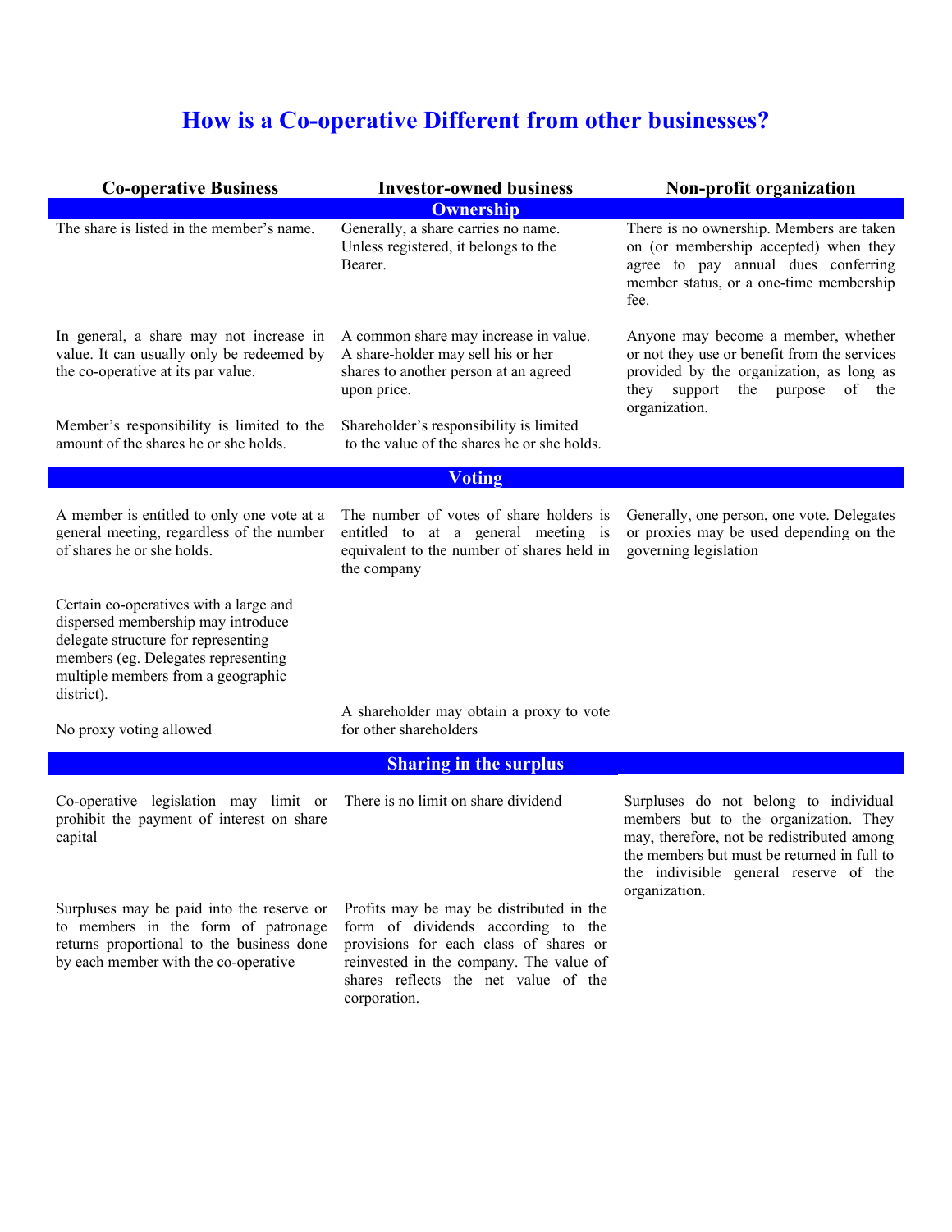# How is a Co-operative Different from other businesses?

| Co-operative Business | Investor-owned business | Non-profit organization |
|---|---|---|
| **Ownership** | | |
| The share is listed in the member's name. | Generally, a share carries no name. Unless registered, it belongs to the Bearer. | There is no ownership. Members are taken on (or membership accepted) when they agree to pay annual dues conferring member status, or a one-time membership fee. |
| In general, a share may not increase in value. It can usually only be redeemed by the co-operative at its par value. | A common share may increase in value. A share-holder may sell his or her shares to another person at an agreed upon price. | Anyone may become a member, whether or not they use or benefit from the services provided by the organization, as long as they support the purpose of the organization. |
| Member's responsibility is limited to the amount of the shares he or she holds. | Shareholder's responsibility is limited to the value of the shares he or she holds. | |
| **Voting** | | |
| A member is entitled to only one vote at a general meeting, regardless of the number of shares he or she holds. | The number of votes of share holders is entitled to at a general meeting is equivalent to the number of shares held in the company | Generally, one person, one vote. Delegates or proxies may be used depending on the governing legislation |
| Certain co-operatives with a large and dispersed membership may introduce delegate structure for representing members (eg. Delegates representing multiple members from a geographic district). | | |
| No proxy voting allowed | A shareholder may obtain a proxy to vote for other shareholders | |
| **Sharing in the surplus** | | |
| Co-operative legislation may limit or prohibit the payment of interest on share capital | There is no limit on share dividend | Surpluses do not belong to individual members but to the organization. They may, therefore, not be redistributed among the members but must be returned in full to the indivisible general reserve of the organization. |
| Surpluses may be paid into the reserve or to members in the form of patronage returns proportional to the business done by each member with the co-operative | Profits may be may be distributed in the form of dividends according to the provisions for each class of shares or reinvested in the company. The value of shares reflects the net value of the corporation. | |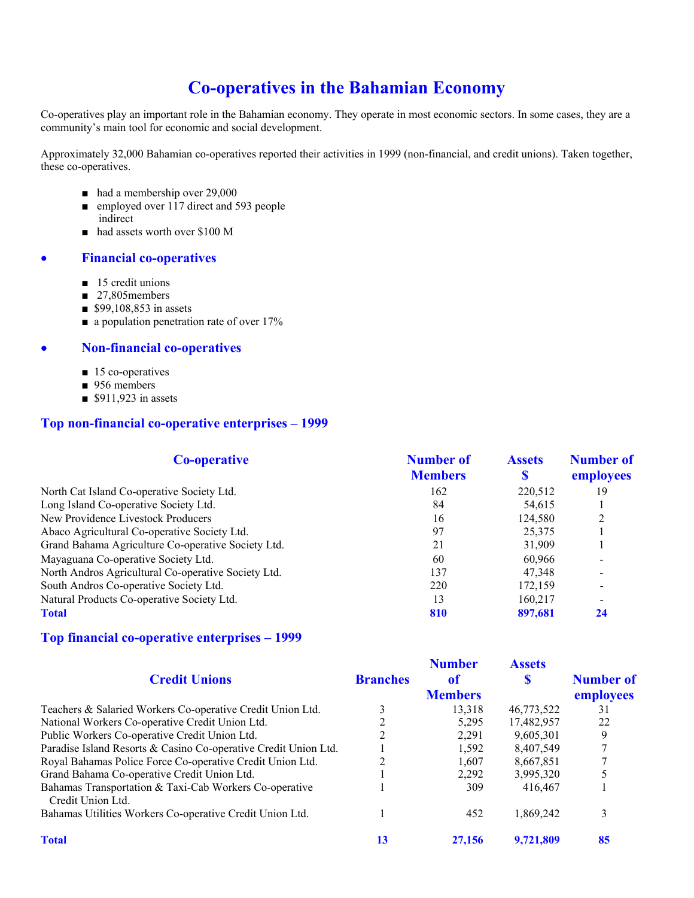# Co-operatives in the Bahamian Economy

Co-operatives play an important role in the Bahamian economy. They operate in most economic sectors. In some cases, they are a community's main tool for economic and social development.

Approximately 32,000 Bahamian co-operatives reported their activities in 1999 (non-financial, and credit unions). Taken together, these co-operatives.

- had a membership over 29,000
- employed over 117 direct and 593 people indirect
- had assets worth over $100 M

## Financial co-operatives

- 15 credit unions
- 27,805members
- $99,108,853 in assets
- a population penetration rate of over 17%

## Non-financial co-operatives

- 15 co-operatives
- 956 members
- $911,923 in assets

### Top non-financial co-operative enterprises – 1999

| Co-operative | Number of Members | Assets $ | Number of employees |
|---|---|---|---|
| North Cat Island Co-operative Society Ltd. | 162 | 220,512 | 19 |
| Long Island Co-operative Society Ltd. | 84 | 54,615 | 1 |
| New Providence Livestock Producers | 16 | 124,580 | 2 |
| Abaco Agricultural Co-operative Society Ltd. | 97 | 25,375 | 1 |
| Grand Bahama Agriculture Co-operative Society Ltd. | 21 | 31,909 | 1 |
| Mayaguana Co-operative Society Ltd. | 60 | 60,966 | - |
| North Andros Agricultural Co-operative Society Ltd. | 137 | 47,348 | - |
| South Andros Co-operative Society Ltd. | 220 | 172,159 | - |
| Natural Products Co-operative Society Ltd. | 13 | 160,217 | - |
| **Total** | **810** | **897,681** | **24** |

### Top financial co-operative enterprises – 1999

| Credit Unions | Branches | Number of Members | Assets $ | Number of employees |
|---|---|---|---|---|
| Teachers & Salaried Workers Co-operative Credit Union Ltd. | 3 | 13,318 | 46,773,522 | 31 |
| National Workers Co-operative Credit Union Ltd. | 2 | 5,295 | 17,482,957 | 22 |
| Public Workers Co-operative Credit Union Ltd. | 2 | 2,291 | 9,605,301 | 9 |
| Paradise Island Resorts & Casino Co-operative Credit Union Ltd. | 1 | 1,592 | 8,407,549 | 7 |
| Royal Bahamas Police Force Co-operative Credit Union Ltd. | 2 | 1,607 | 8,667,851 | 7 |
| Grand Bahama Co-operative Credit Union Ltd. | 1 | 2,292 | 3,995,320 | 5 |
| Bahamas Transportation & Taxi-Cab Workers Co-operative Credit Union Ltd. | 1 | 309 | 416,467 | 1 |
| Bahamas Utilities Workers Co-operative Credit Union Ltd. | 1 | 452 | 1,869,242 | 3 |
| **Total** | **13** | **27,156** | **9,721,809** | **85** |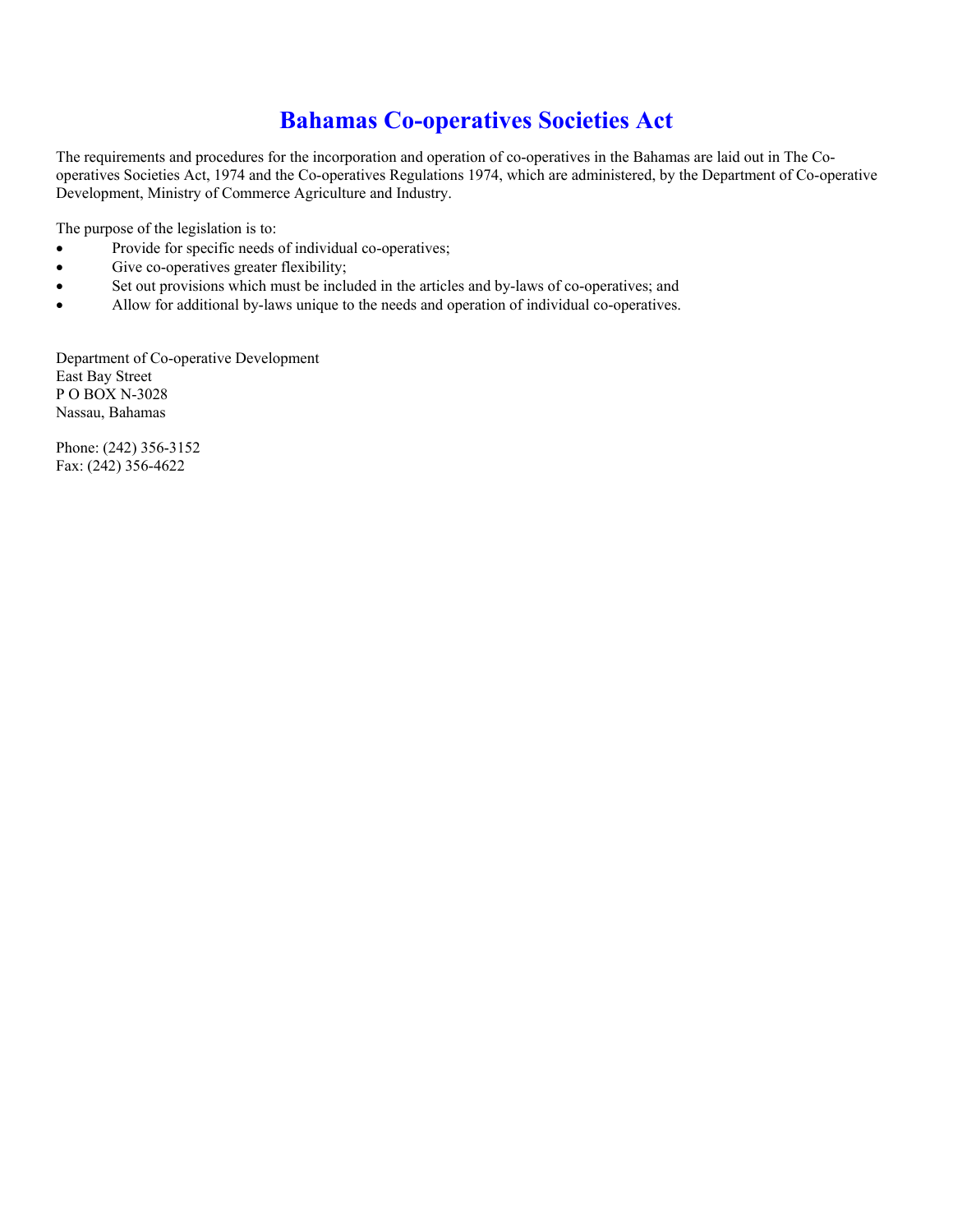# Bahamas Co-operatives Societies Act

The requirements and procedures for the incorporation and operation of co-operatives in the Bahamas are laid out in The Co-operatives Societies Act, 1974 and the Co-operatives Regulations 1974, which are administered, by the Department of Co-operative Development, Ministry of Commerce Agriculture and Industry.

The purpose of the legislation is to:

- Provide for specific needs of individual co-operatives;
- Give co-operatives greater flexibility;
- Set out provisions which must be included in the articles and by-laws of co-operatives; and
- Allow for additional by-laws unique to the needs and operation of individual co-operatives.

Department of Co-operative Development
East Bay Street
P O BOX N-3028
Nassau, Bahamas

Phone: (242) 356-3152
Fax: (242) 356-4622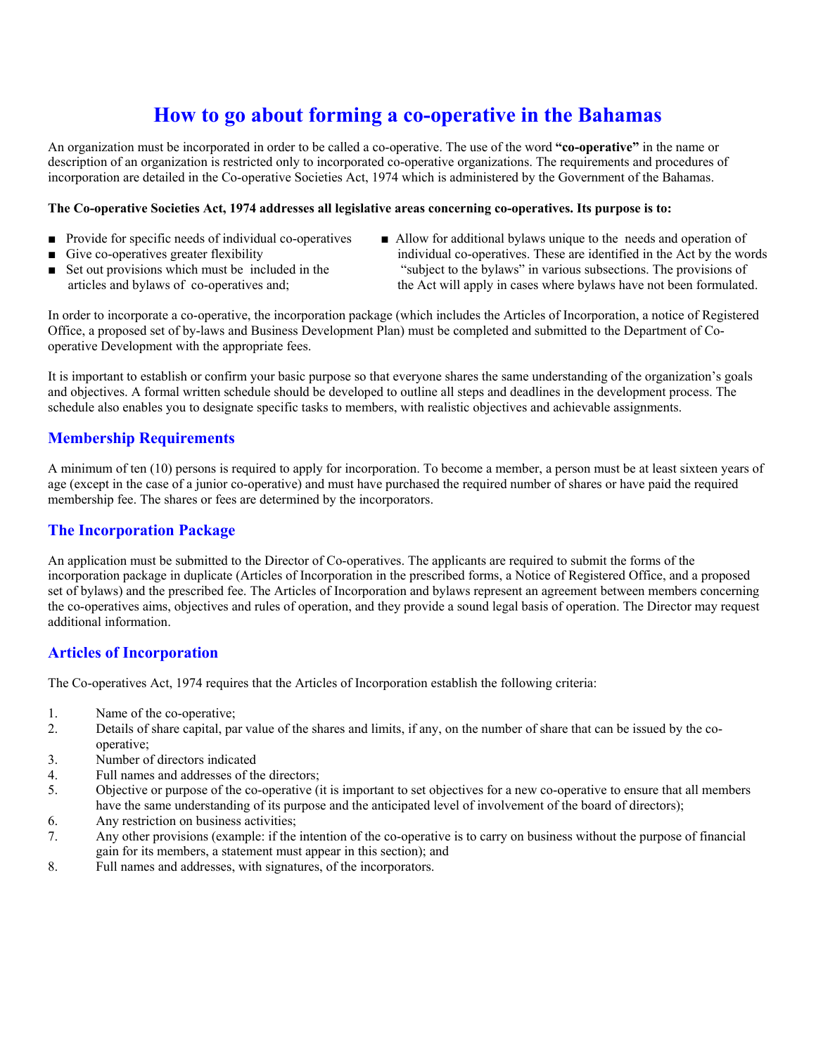# How to go about forming a co-operative in the Bahamas

An organization must be incorporated in order to be called a co-operative. The use of the word **"co-operative"** in the name or description of an organization is restricted only to incorporated co-operative organizations. The requirements and procedures of incorporation are detailed in the Co-operative Societies Act, 1974 which is administered by the Government of the Bahamas.

**The Co-operative Societies Act, 1974 addresses all legislative areas concerning co-operatives. Its purpose is to:**

- Provide for specific needs of individual co-operatives
- Give co-operatives greater flexibility
- Set out provisions which must be included in the articles and bylaws of co-operatives and;
- Allow for additional bylaws unique to the needs and operation of individual co-operatives. These are identified in the Act by the words "subject to the bylaws" in various subsections. The provisions of the Act will apply in cases where bylaws have not been formulated.

In order to incorporate a co-operative, the incorporation package (which includes the Articles of Incorporation, a notice of Registered Office, a proposed set of by-laws and Business Development Plan) must be completed and submitted to the Department of Co-operative Development with the appropriate fees.

It is important to establish or confirm your basic purpose so that everyone shares the same understanding of the organization's goals and objectives. A formal written schedule should be developed to outline all steps and deadlines in the development process. The schedule also enables you to designate specific tasks to members, with realistic objectives and achievable assignments.

## Membership Requirements

A minimum of ten (10) persons is required to apply for incorporation. To become a member, a person must be at least sixteen years of age (except in the case of a junior co-operative) and must have purchased the required number of shares or have paid the required membership fee. The shares or fees are determined by the incorporators.

## The Incorporation Package

An application must be submitted to the Director of Co-operatives. The applicants are required to submit the forms of the incorporation package in duplicate (Articles of Incorporation in the prescribed forms, a Notice of Registered Office, and a proposed set of bylaws) and the prescribed fee. The Articles of Incorporation and bylaws represent an agreement between members concerning the co-operatives aims, objectives and rules of operation, and they provide a sound legal basis of operation. The Director may request additional information.

## Articles of Incorporation

The Co-operatives Act, 1974 requires that the Articles of Incorporation establish the following criteria:

1. Name of the co-operative;
2. Details of share capital, par value of the shares and limits, if any, on the number of share that can be issued by the co-operative;
3. Number of directors indicated
4. Full names and addresses of the directors;
5. Objective or purpose of the co-operative (it is important to set objectives for a new co-operative to ensure that all members have the same understanding of its purpose and the anticipated level of involvement of the board of directors);
6. Any restriction on business activities;
7. Any other provisions (example: if the intention of the co-operative is to carry on business without the purpose of financial gain for its members, a statement must appear in this section); and
8. Full names and addresses, with signatures, of the incorporators.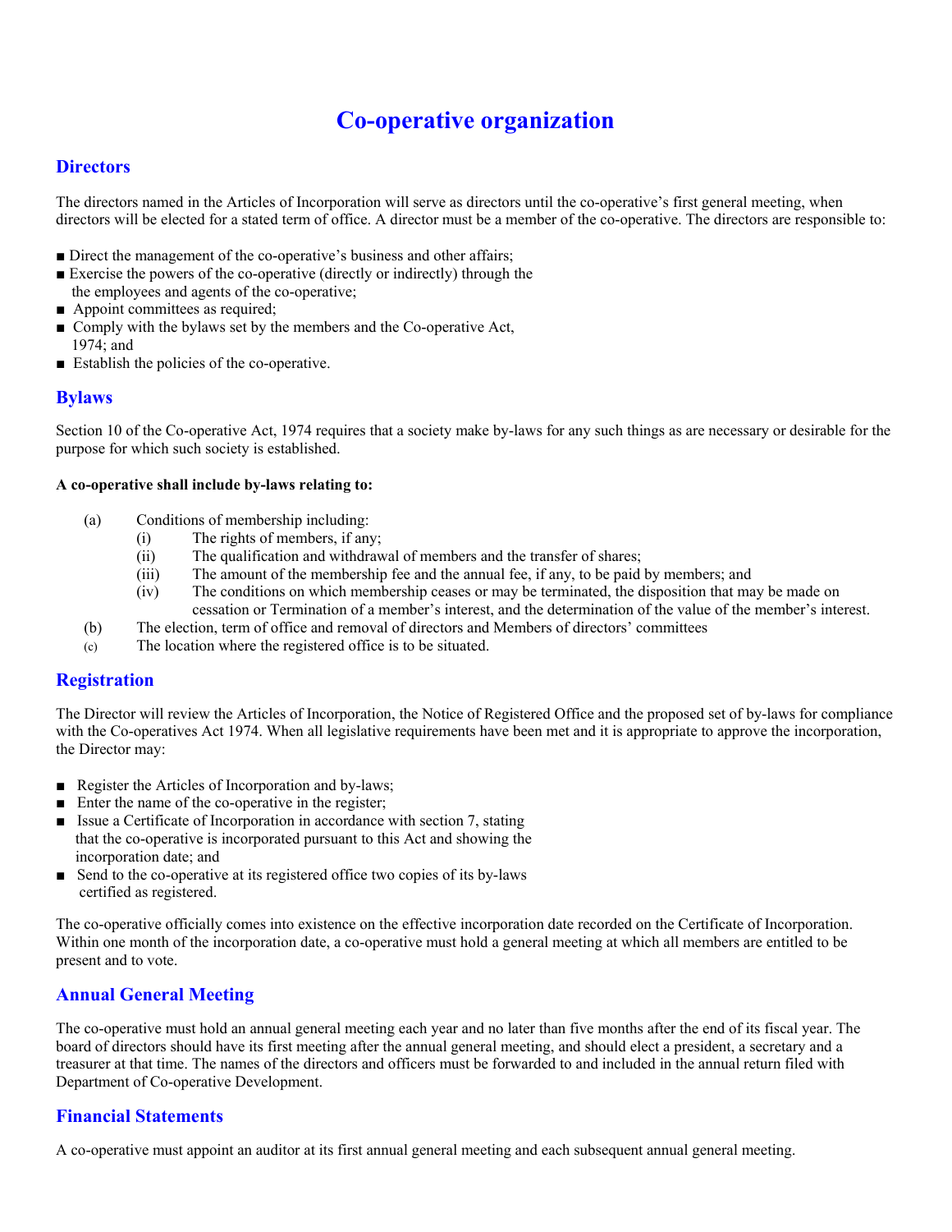# Co-operative organization

## Directors

The directors named in the Articles of Incorporation will serve as directors until the co-operative's first general meeting, when directors will be elected for a stated term of office. A director must be a member of the co-operative. The directors are responsible to:

- Direct the management of the co-operative's business and other affairs;
- Exercise the powers of the co-operative (directly or indirectly) through the the employees and agents of the co-operative;
- Appoint committees as required;
- Comply with the bylaws set by the members and the Co-operative Act, 1974; and
- Establish the policies of the co-operative.

## Bylaws

Section 10 of the Co-operative Act, 1974 requires that a society make by-laws for any such things as are necessary or desirable for the purpose for which such society is established.

**A co-operative shall include by-laws relating to:**

(a) Conditions of membership including:
   - (i) The rights of members, if any;
   - (ii) The qualification and withdrawal of members and the transfer of shares;
   - (iii) The amount of the membership fee and the annual fee, if any, to be paid by members; and
   - (iv) The conditions on which membership ceases or may be terminated, the disposition that may be made on cessation or Termination of a member's interest, and the determination of the value of the member's interest.

(b) The election, term of office and removal of directors and Members of directors' committees

(c) The location where the registered office is to be situated.

## Registration

The Director will review the Articles of Incorporation, the Notice of Registered Office and the proposed set of by-laws for compliance with the Co-operatives Act 1974. When all legislative requirements have been met and it is appropriate to approve the incorporation, the Director may:

- Register the Articles of Incorporation and by-laws;
- Enter the name of the co-operative in the register;
- Issue a Certificate of Incorporation in accordance with section 7, stating that the co-operative is incorporated pursuant to this Act and showing the incorporation date; and
- Send to the co-operative at its registered office two copies of its by-laws certified as registered.

The co-operative officially comes into existence on the effective incorporation date recorded on the Certificate of Incorporation. Within one month of the incorporation date, a co-operative must hold a general meeting at which all members are entitled to be present and to vote.

## Annual General Meeting

The co-operative must hold an annual general meeting each year and no later than five months after the end of its fiscal year. The board of directors should have its first meeting after the annual general meeting, and should elect a president, a secretary and a treasurer at that time. The names of the directors and officers must be forwarded to and included in the annual return filed with Department of Co-operative Development.

## Financial Statements

A co-operative must appoint an auditor at its first annual general meeting and each subsequent annual general meeting.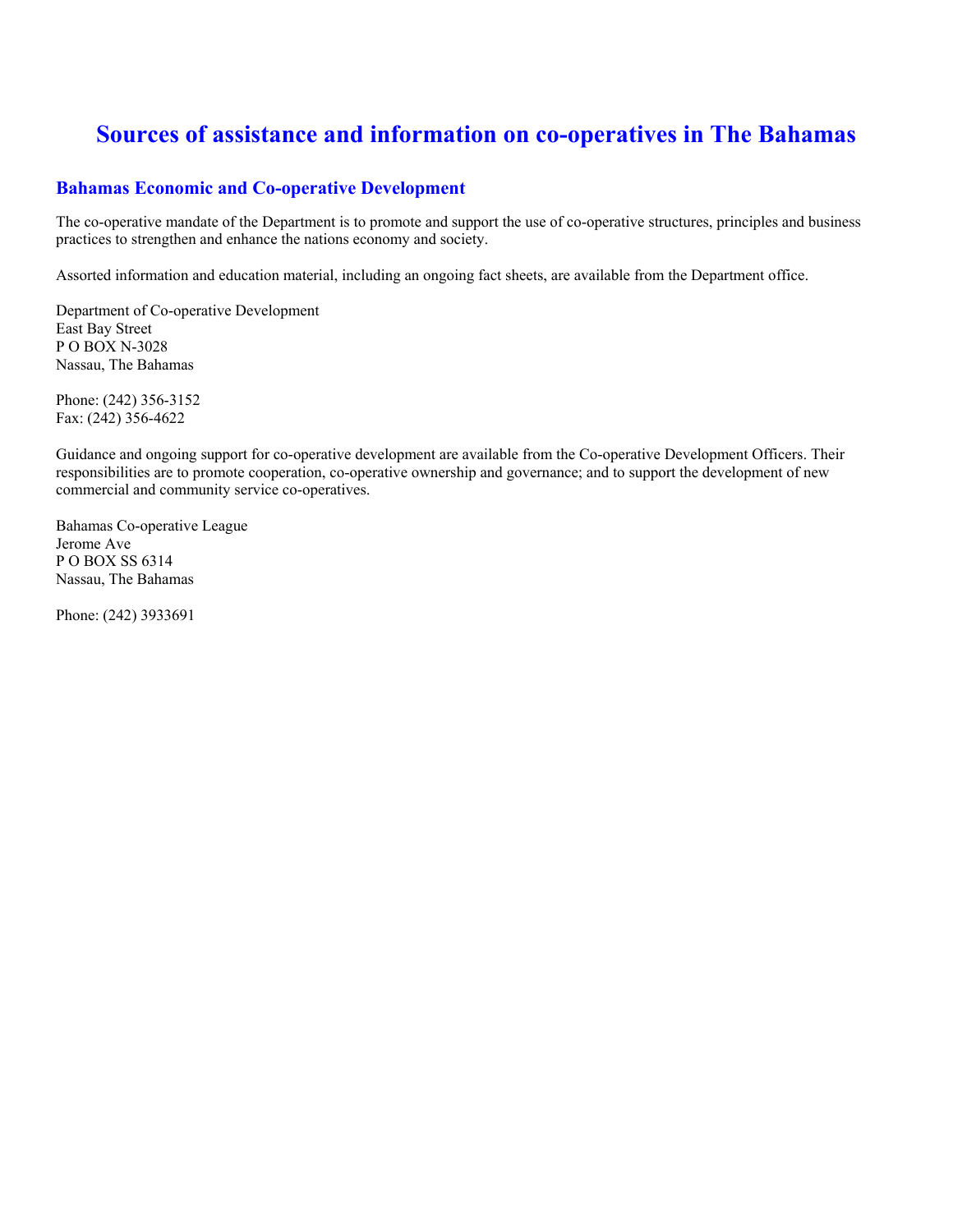# Sources of assistance and information on co-operatives in The Bahamas

## Bahamas Economic and Co-operative Development

The co-operative mandate of the Department is to promote and support the use of co-operative structures, principles and business practices to strengthen and enhance the nations economy and society.

Assorted information and education material, including an ongoing fact sheets, are available from the Department office.

Department of Co-operative Development
East Bay Street
P O BOX N-3028
Nassau, The Bahamas

Phone: (242) 356-3152
Fax: (242) 356-4622

Guidance and ongoing support for co-operative development are available from the Co-operative Development Officers. Their responsibilities are to promote cooperation, co-operative ownership and governance; and to support the development of new commercial and community service co-operatives.

Bahamas Co-operative League
Jerome Ave
P O BOX SS 6314
Nassau, The Bahamas

Phone: (242) 3933691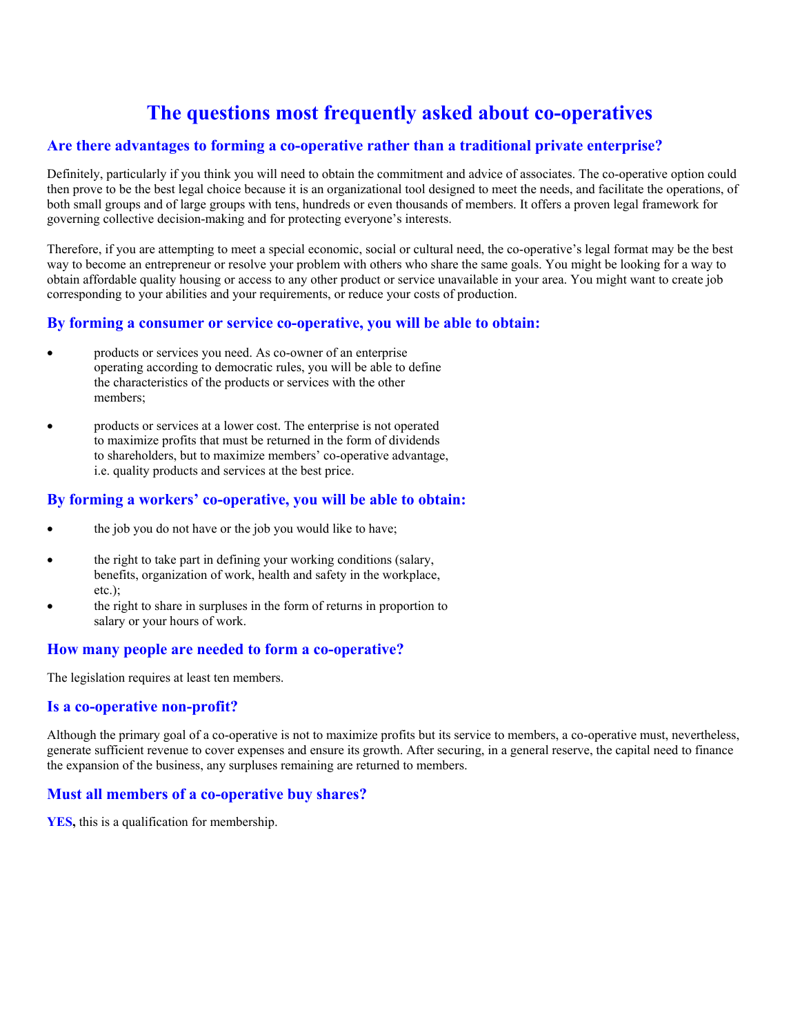# The questions most frequently asked about co-operatives

## Are there advantages to forming a co-operative rather than a traditional private enterprise?

Definitely, particularly if you think you will need to obtain the commitment and advice of associates. The co-operative option could then prove to be the best legal choice because it is an organizational tool designed to meet the needs, and facilitate the operations, of both small groups and of large groups with tens, hundreds or even thousands of members. It offers a proven legal framework for governing collective decision-making and for protecting everyone's interests.

Therefore, if you are attempting to meet a special economic, social or cultural need, the co-operative's legal format may be the best way to become an entrepreneur or resolve your problem with others who share the same goals. You might be looking for a way to obtain affordable quality housing or access to any other product or service unavailable in your area. You might want to create job corresponding to your abilities and your requirements, or reduce your costs of production.

## By forming a consumer or service co-operative, you will be able to obtain:

- products or services you need. As co-owner of an enterprise operating according to democratic rules, you will be able to define the characteristics of the products or services with the other members;
- products or services at a lower cost. The enterprise is not operated to maximize profits that must be returned in the form of dividends to shareholders, but to maximize members' co-operative advantage, i.e. quality products and services at the best price.

## By forming a workers' co-operative, you will be able to obtain:

- the job you do not have or the job you would like to have;
- the right to take part in defining your working conditions (salary, benefits, organization of work, health and safety in the workplace, etc.);
- the right to share in surpluses in the form of returns in proportion to salary or your hours of work.

## How many people are needed to form a co-operative?

The legislation requires at least ten members.

## Is a co-operative non-profit?

Although the primary goal of a co-operative is not to maximize profits but its service to members, a co-operative must, nevertheless, generate sufficient revenue to cover expenses and ensure its growth. After securing, in a general reserve, the capital need to finance the expansion of the business, any surpluses remaining are returned to members.

## Must all members of a co-operative buy shares?

**YES,** this is a qualification for membership.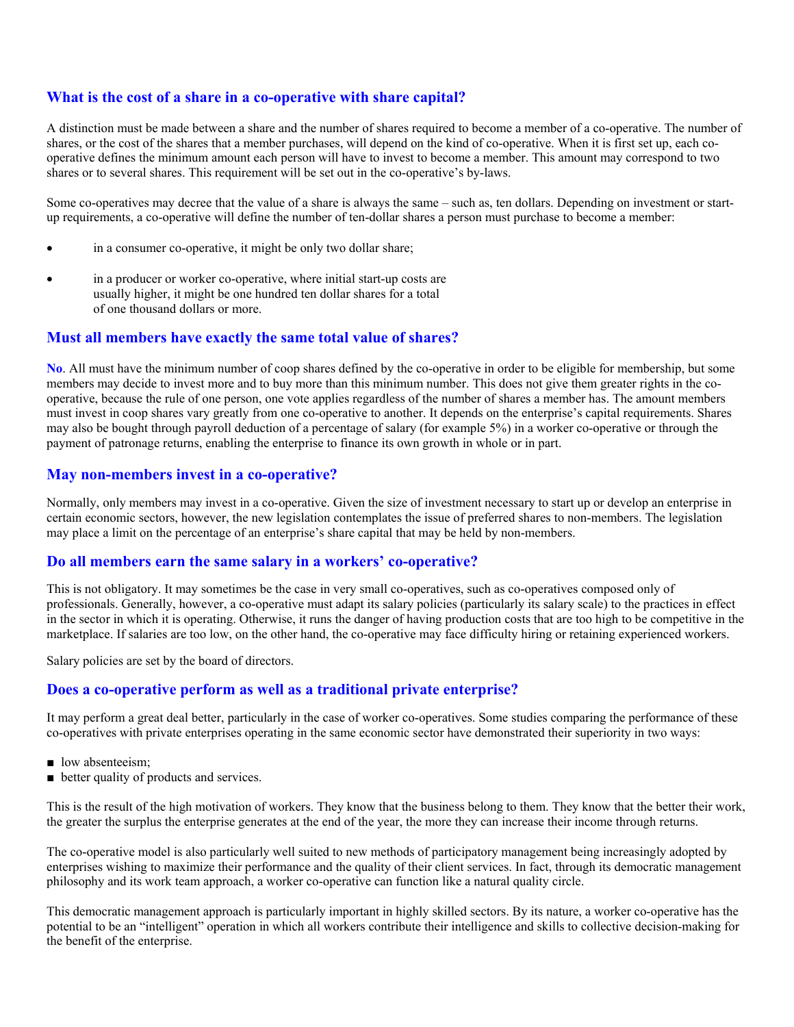## What is the cost of a share in a co-operative with share capital?

A distinction must be made between a share and the number of shares required to become a member of a co-operative. The number of shares, or the cost of the shares that a member purchases, will depend on the kind of co-operative. When it is first set up, each co-operative defines the minimum amount each person will have to invest to become a member. This amount may correspond to two shares or to several shares. This requirement will be set out in the co-operative's by-laws.

Some co-operatives may decree that the value of a share is always the same – such as, ten dollars. Depending on investment or start-up requirements, a co-operative will define the number of ten-dollar shares a person must purchase to become a member:

- in a consumer co-operative, it might be only two dollar share;
- in a producer or worker co-operative, where initial start-up costs are usually higher, it might be one hundred ten dollar shares for a total of one thousand dollars or more.

## Must all members have exactly the same total value of shares?

**No**. All must have the minimum number of coop shares defined by the co-operative in order to be eligible for membership, but some members may decide to invest more and to buy more than this minimum number. This does not give them greater rights in the co-operative, because the rule of one person, one vote applies regardless of the number of shares a member has. The amount members must invest in coop shares vary greatly from one co-operative to another. It depends on the enterprise's capital requirements. Shares may also be bought through payroll deduction of a percentage of salary (for example 5%) in a worker co-operative or through the payment of patronage returns, enabling the enterprise to finance its own growth in whole or in part.

## May non-members invest in a co-operative?

Normally, only members may invest in a co-operative. Given the size of investment necessary to start up or develop an enterprise in certain economic sectors, however, the new legislation contemplates the issue of preferred shares to non-members. The legislation may place a limit on the percentage of an enterprise's share capital that may be held by non-members.

## Do all members earn the same salary in a workers' co-operative?

This is not obligatory. It may sometimes be the case in very small co-operatives, such as co-operatives composed only of professionals. Generally, however, a co-operative must adapt its salary policies (particularly its salary scale) to the practices in effect in the sector in which it is operating. Otherwise, it runs the danger of having production costs that are too high to be competitive in the marketplace. If salaries are too low, on the other hand, the co-operative may face difficulty hiring or retaining experienced workers.

Salary policies are set by the board of directors.

## Does a co-operative perform as well as a traditional private enterprise?

It may perform a great deal better, particularly in the case of worker co-operatives. Some studies comparing the performance of these co-operatives with private enterprises operating in the same economic sector have demonstrated their superiority in two ways:

- low absenteeism;
- better quality of products and services.

This is the result of the high motivation of workers. They know that the business belong to them. They know that the better their work, the greater the surplus the enterprise generates at the end of the year, the more they can increase their income through returns.

The co-operative model is also particularly well suited to new methods of participatory management being increasingly adopted by enterprises wishing to maximize their performance and the quality of their client services. In fact, through its democratic management philosophy and its work team approach, a worker co-operative can function like a natural quality circle.

This democratic management approach is particularly important in highly skilled sectors. By its nature, a worker co-operative has the potential to be an "intelligent" operation in which all workers contribute their intelligence and skills to collective decision-making for the benefit of the enterprise.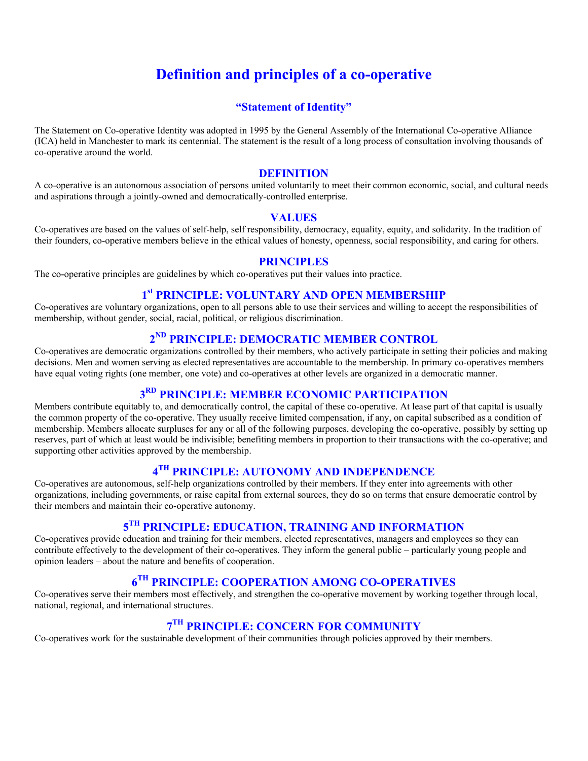# Definition and principles of a co-operative

## "Statement of Identity"

The Statement on Co-operative Identity was adopted in 1995 by the General Assembly of the International Co-operative Alliance (ICA) held in Manchester to mark its centennial. The statement is the result of a long process of consultation involving thousands of co-operative around the world.

### DEFINITION

A co-operative is an autonomous association of persons united voluntarily to meet their common economic, social, and cultural needs and aspirations through a jointly-owned and democratically-controlled enterprise.

### VALUES

Co-operatives are based on the values of self-help, self responsibility, democracy, equality, equity, and solidarity. In the tradition of their founders, co-operative members believe in the ethical values of honesty, openness, social responsibility, and caring for others.

### PRINCIPLES

The co-operative principles are guidelines by which co-operatives put their values into practice.

### 1st PRINCIPLE: VOLUNTARY AND OPEN MEMBERSHIP

Co-operatives are voluntary organizations, open to all persons able to use their services and willing to accept the responsibilities of membership, without gender, social, racial, political, or religious discrimination.

### 2ND PRINCIPLE: DEMOCRATIC MEMBER CONTROL

Co-operatives are democratic organizations controlled by their members, who actively participate in setting their policies and making decisions. Men and women serving as elected representatives are accountable to the membership. In primary co-operatives members have equal voting rights (one member, one vote) and co-operatives at other levels are organized in a democratic manner.

### 3RD PRINCIPLE: MEMBER ECONOMIC PARTICIPATION

Members contribute equitably to, and democratically control, the capital of these co-operative. At lease part of that capital is usually the common property of the co-operative. They usually receive limited compensation, if any, on capital subscribed as a condition of membership. Members allocate surpluses for any or all of the following purposes, developing the co-operative, possibly by setting up reserves, part of which at least would be indivisible; benefiting members in proportion to their transactions with the co-operative; and supporting other activities approved by the membership.

### 4TH PRINCIPLE: AUTONOMY AND INDEPENDENCE

Co-operatives are autonomous, self-help organizations controlled by their members. If they enter into agreements with other organizations, including governments, or raise capital from external sources, they do so on terms that ensure democratic control by their members and maintain their co-operative autonomy.

### 5TH PRINCIPLE: EDUCATION, TRAINING AND INFORMATION

Co-operatives provide education and training for their members, elected representatives, managers and employees so they can contribute effectively to the development of their co-operatives. They inform the general public – particularly young people and opinion leaders – about the nature and benefits of cooperation.

### 6TH PRINCIPLE: COOPERATION AMONG CO-OPERATIVES

Co-operatives serve their members most effectively, and strengthen the co-operative movement by working together through local, national, regional, and international structures.

### 7TH PRINCIPLE: CONCERN FOR COMMUNITY

Co-operatives work for the sustainable development of their communities through policies approved by their members.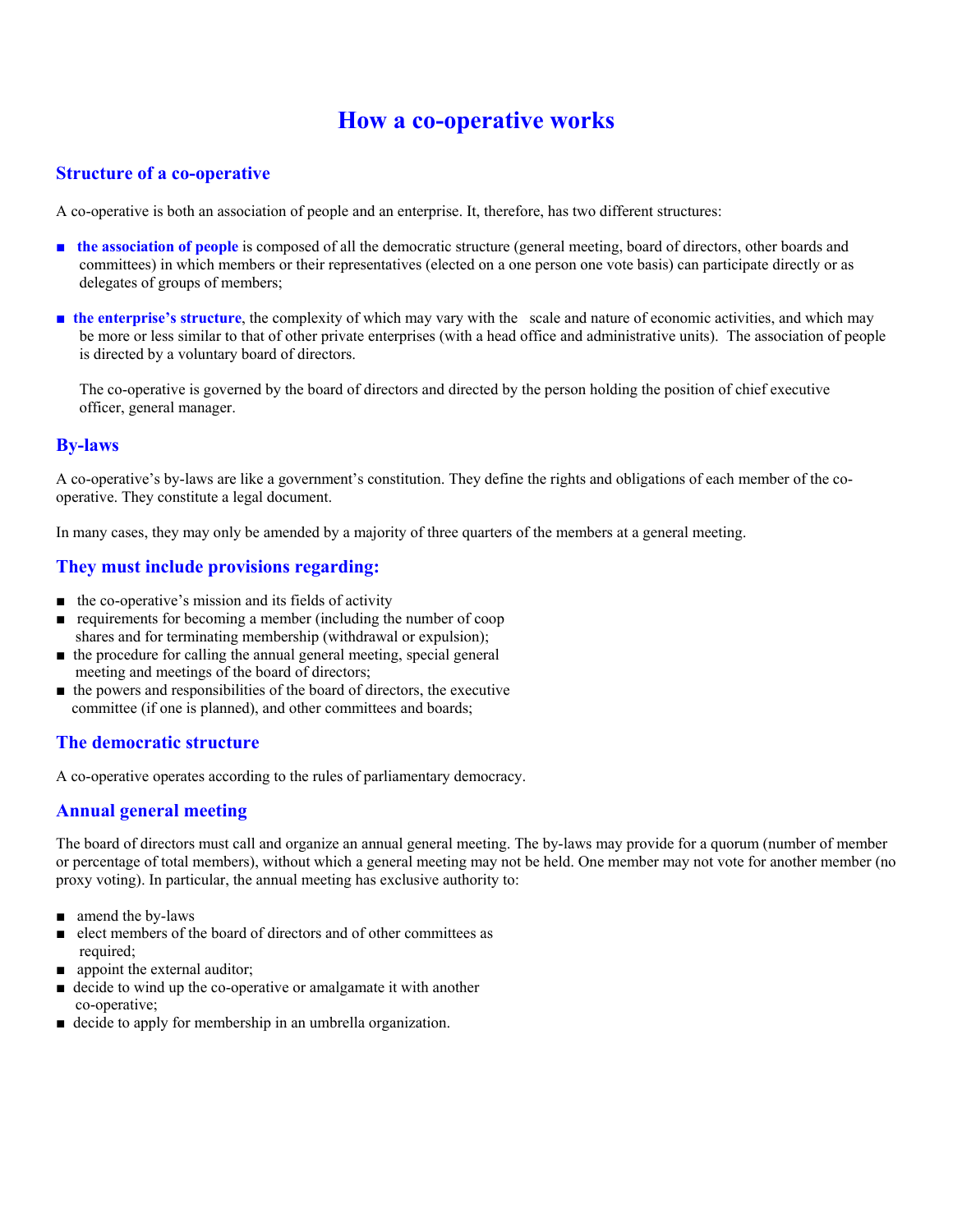# How a co-operative works

## Structure of a co-operative

A co-operative is both an association of people and an enterprise. It, therefore, has two different structures:

- **the association of people** is composed of all the democratic structure (general meeting, board of directors, other boards and committees) in which members or their representatives (elected on a one person one vote basis) can participate directly or as delegates of groups of members;
- **the enterprise's structure**, the complexity of which may vary with the scale and nature of economic activities, and which may be more or less similar to that of other private enterprises (with a head office and administrative units). The association of people is directed by a voluntary board of directors.

  The co-operative is governed by the board of directors and directed by the person holding the position of chief executive officer, general manager.

## By-laws

A co-operative's by-laws are like a government's constitution. They define the rights and obligations of each member of the co-operative. They constitute a legal document.

In many cases, they may only be amended by a majority of three quarters of the members at a general meeting.

## They must include provisions regarding:

- the co-operative's mission and its fields of activity
- requirements for becoming a member (including the number of coop shares and for terminating membership (withdrawal or expulsion);
- the procedure for calling the annual general meeting, special general meeting and meetings of the board of directors;
- the powers and responsibilities of the board of directors, the executive committee (if one is planned), and other committees and boards;

## The democratic structure

A co-operative operates according to the rules of parliamentary democracy.

## Annual general meeting

The board of directors must call and organize an annual general meeting. The by-laws may provide for a quorum (number of member or percentage of total members), without which a general meeting may not be held. One member may not vote for another member (no proxy voting). In particular, the annual meeting has exclusive authority to:

- amend the by-laws
- elect members of the board of directors and of other committees as required;
- appoint the external auditor;
- decide to wind up the co-operative or amalgamate it with another co-operative;
- decide to apply for membership in an umbrella organization.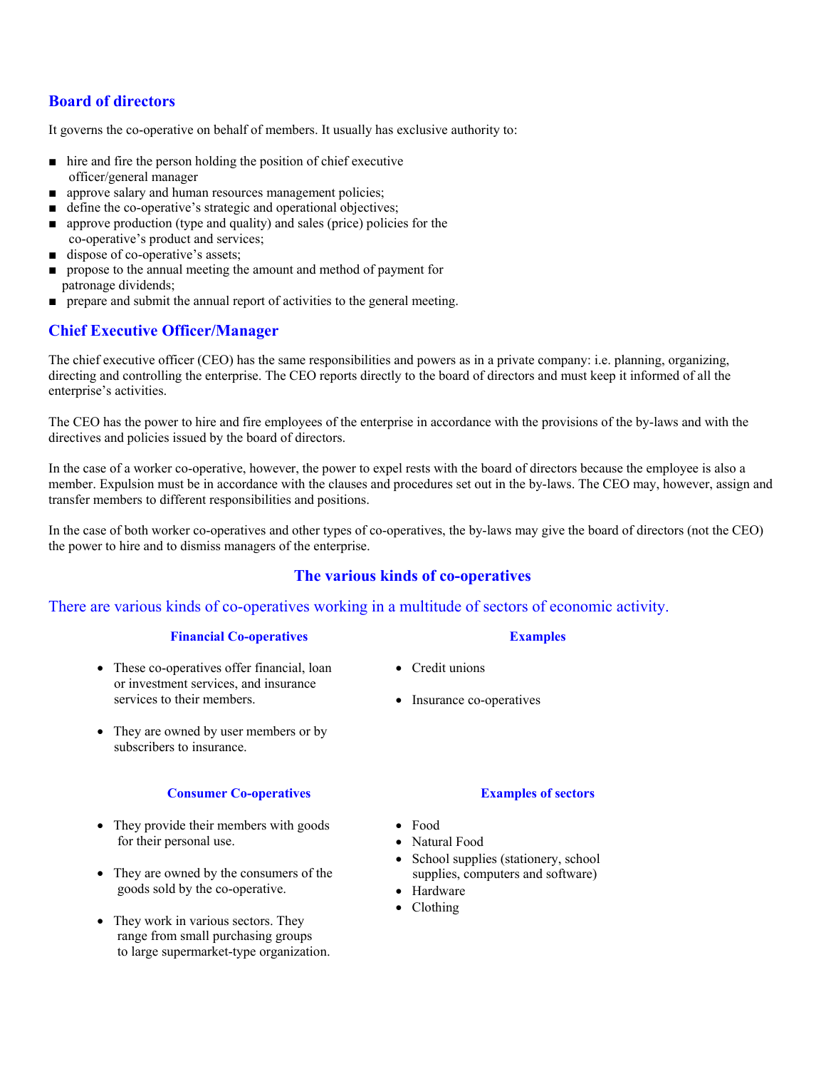## Board of directors

It governs the co-operative on behalf of members. It usually has exclusive authority to:

- hire and fire the person holding the position of chief executive officer/general manager
- approve salary and human resources management policies;
- define the co-operative's strategic and operational objectives;
- approve production (type and quality) and sales (price) policies for the co-operative's product and services;
- dispose of co-operative's assets;
- propose to the annual meeting the amount and method of payment for patronage dividends;
- prepare and submit the annual report of activities to the general meeting.

## Chief Executive Officer/Manager

The chief executive officer (CEO) has the same responsibilities and powers as in a private company: i.e. planning, organizing, directing and controlling the enterprise. The CEO reports directly to the board of directors and must keep it informed of all the enterprise's activities.

The CEO has the power to hire and fire employees of the enterprise in accordance with the provisions of the by-laws and with the directives and policies issued by the board of directors.

In the case of a worker co-operative, however, the power to expel rests with the board of directors because the employee is also a member. Expulsion must be in accordance with the clauses and procedures set out in the by-laws. The CEO may, however, assign and transfer members to different responsibilities and positions.

In the case of both worker co-operatives and other types of co-operatives, the by-laws may give the board of directors (not the CEO) the power to hire and to dismiss managers of the enterprise.

# The various kinds of co-operatives

There are various kinds of co-operatives working in a multitude of sectors of economic activity.

### Financial Co-operatives

- These co-operatives offer financial, loan or investment services, and insurance services to their members.
- They are owned by user members or by subscribers to insurance.

**Examples**

- Credit unions
- Insurance co-operatives

### Consumer Co-operatives

- They provide their members with goods for their personal use.
- They are owned by the consumers of the goods sold by the co-operative.
- They work in various sectors. They range from small purchasing groups to large supermarket-type organization.

**Examples of sectors**

- Food
- Natural Food
- School supplies (stationery, school supplies, computers and software)
- Hardware
- Clothing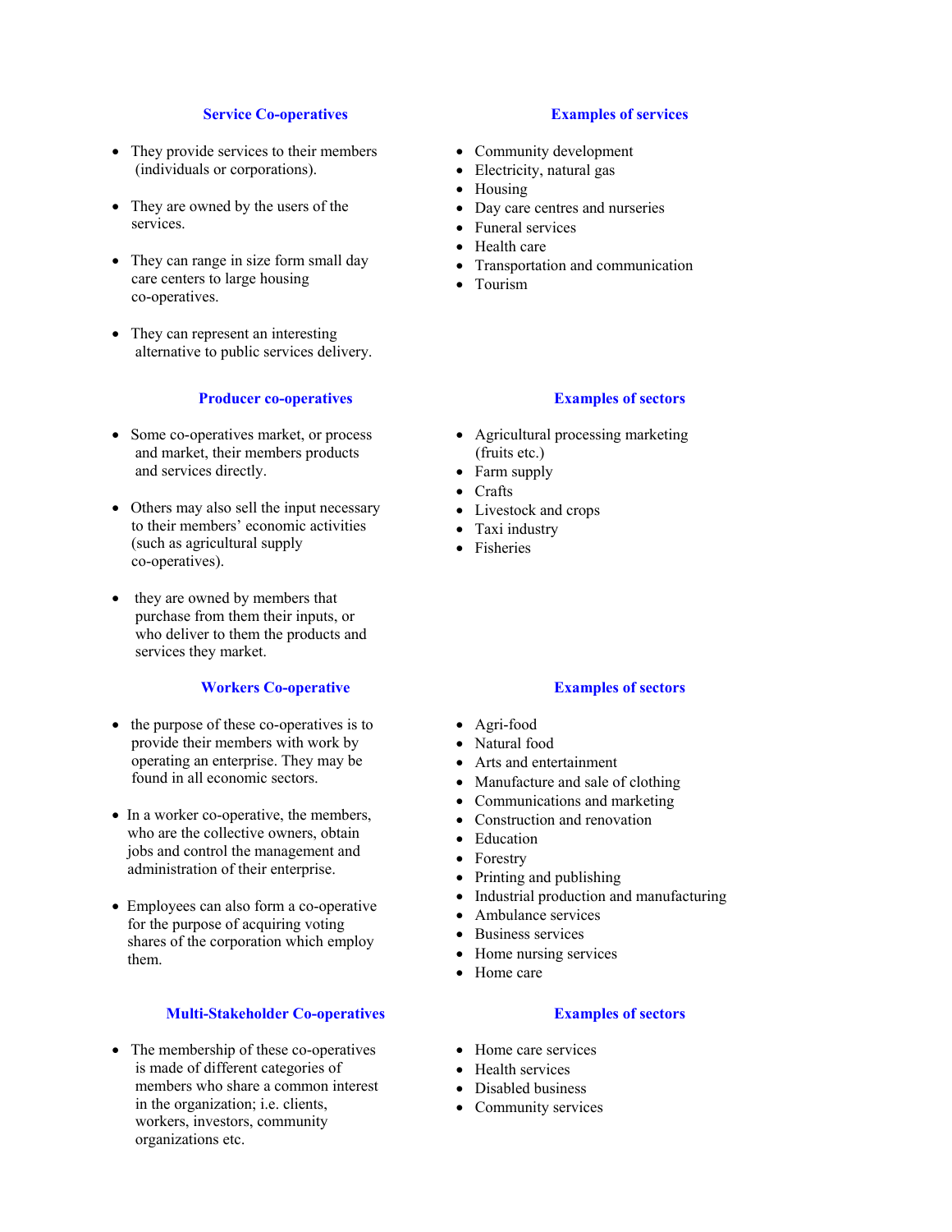### Service Co-operatives

- They provide services to their members (individuals or corporations).
- They are owned by the users of the services.
- They can range in size form small day care centers to large housing co-operatives.
- They can represent an interesting alternative to public services delivery.

### Examples of services

- Community development
- Electricity, natural gas
- Housing
- Day care centres and nurseries
- Funeral services
- Health care
- Transportation and communication
- Tourism

### Producer co-operatives

- Some co-operatives market, or process and market, their members products and services directly.
- Others may also sell the input necessary to their members' economic activities (such as agricultural supply co-operatives).
- they are owned by members that purchase from them their inputs, or who deliver to them the products and services they market.

### Examples of sectors

- Agricultural processing marketing (fruits etc.)
- Farm supply
- Crafts
- Livestock and crops
- Taxi industry
- Fisheries

### Workers Co-operative

- the purpose of these co-operatives is to provide their members with work by operating an enterprise. They may be found in all economic sectors.
- In a worker co-operative, the members, who are the collective owners, obtain jobs and control the management and administration of their enterprise.
- Employees can also form a co-operative for the purpose of acquiring voting shares of the corporation which employ them.

### Examples of sectors

- Agri-food
- Natural food
- Arts and entertainment
- Manufacture and sale of clothing
- Communications and marketing
- Construction and renovation
- Education
- Forestry
- Printing and publishing
- Industrial production and manufacturing
- Ambulance services
- Business services
- Home nursing services
- Home care

### Multi-Stakeholder Co-operatives

- The membership of these co-operatives is made of different categories of members who share a common interest in the organization; i.e. clients, workers, investors, community organizations etc.

### Examples of sectors

- Home care services
- Health services
- Disabled business
- Community services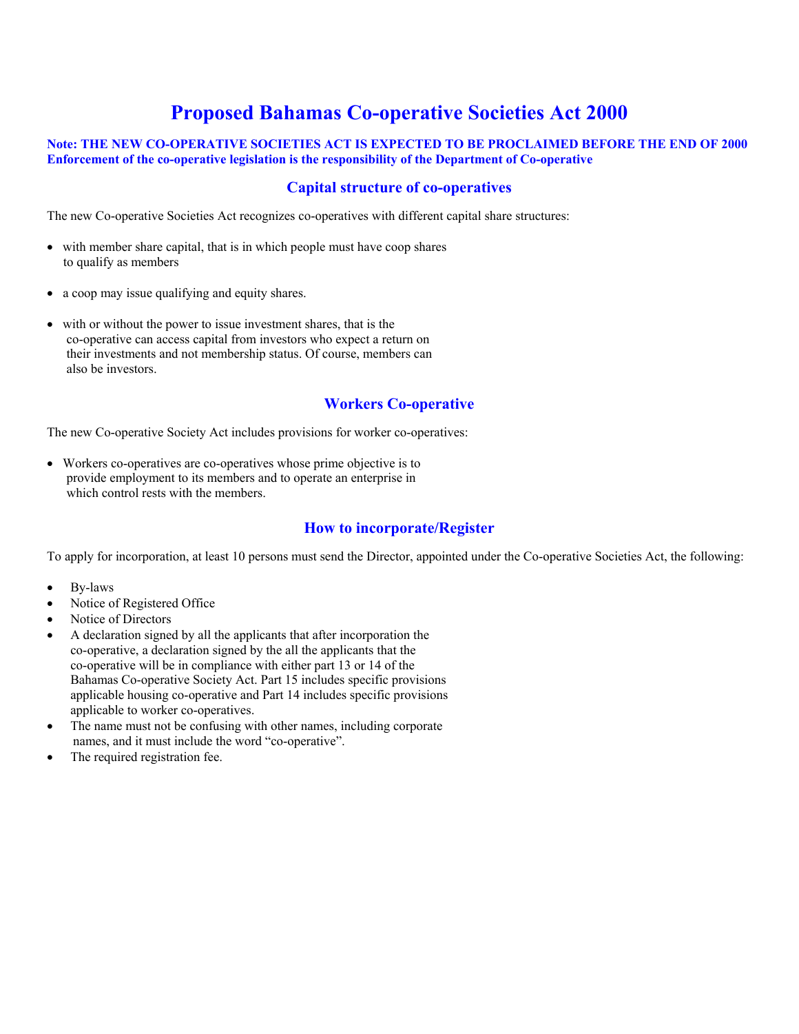# Proposed Bahamas Co-operative Societies Act 2000

**Note: THE NEW CO-OPERATIVE SOCIETIES ACT IS EXPECTED TO BE PROCLAIMED BEFORE THE END OF 2000**
**Enforcement of the co-operative legislation is the responsibility of the Department of Co-operative**

## Capital structure of co-operatives

The new Co-operative Societies Act recognizes co-operatives with different capital share structures:

- with member share capital, that is in which people must have coop shares to qualify as members
- a coop may issue qualifying and equity shares.
- with or without the power to issue investment shares, that is the co-operative can access capital from investors who expect a return on their investments and not membership status. Of course, members can also be investors.

## Workers Co-operative

The new Co-operative Society Act includes provisions for worker co-operatives:

- Workers co-operatives are co-operatives whose prime objective is to provide employment to its members and to operate an enterprise in which control rests with the members.

## How to incorporate/Register

To apply for incorporation, at least 10 persons must send the Director, appointed under the Co-operative Societies Act, the following:

- By-laws
- Notice of Registered Office
- Notice of Directors
- A declaration signed by all the applicants that after incorporation the co-operative, a declaration signed by the all the applicants that the co-operative will be in compliance with either part 13 or 14 of the Bahamas Co-operative Society Act. Part 15 includes specific provisions applicable housing co-operative and Part 14 includes specific provisions applicable to worker co-operatives.
- The name must not be confusing with other names, including corporate names, and it must include the word "co-operative".
- The required registration fee.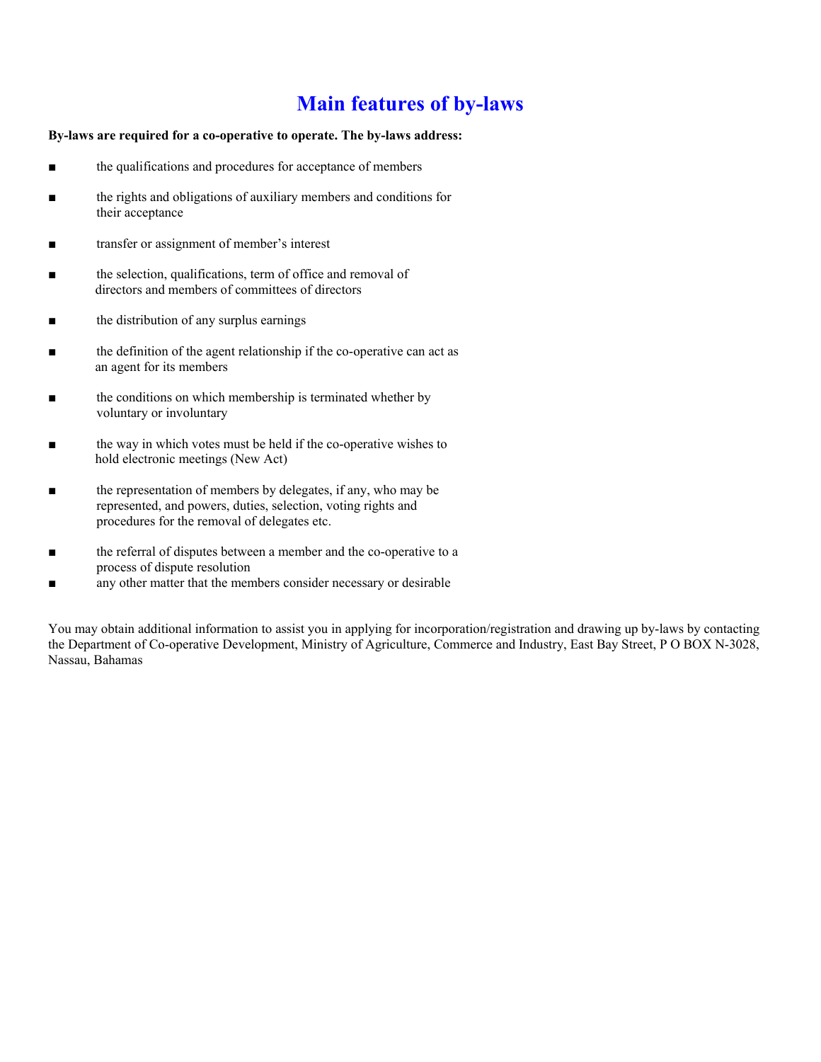# Main features of by-laws

**By-laws are required for a co-operative to operate. The by-laws address:**

- the qualifications and procedures for acceptance of members
- the rights and obligations of auxiliary members and conditions for their acceptance
- transfer or assignment of member's interest
- the selection, qualifications, term of office and removal of directors and members of committees of directors
- the distribution of any surplus earnings
- the definition of the agent relationship if the co-operative can act as an agent for its members
- the conditions on which membership is terminated whether by voluntary or involuntary
- the way in which votes must be held if the co-operative wishes to hold electronic meetings (New Act)
- the representation of members by delegates, if any, who may be represented, and powers, duties, selection, voting rights and procedures for the removal of delegates etc.
- the referral of disputes between a member and the co-operative to a process of dispute resolution
- any other matter that the members consider necessary or desirable

You may obtain additional information to assist you in applying for incorporation/registration and drawing up by-laws by contacting the Department of Co-operative Development, Ministry of Agriculture, Commerce and Industry, East Bay Street, P O BOX N-3028, Nassau, Bahamas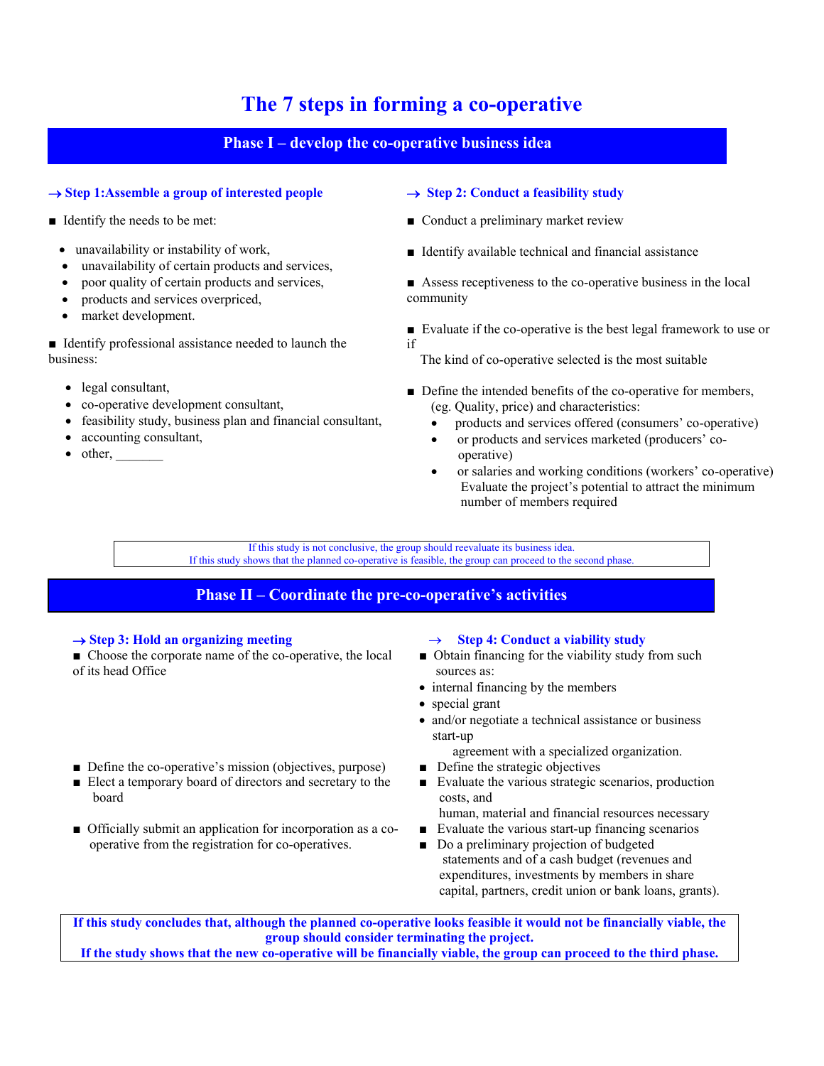# The 7 steps in forming a co-operative

## Phase I – develop the co-operative business idea

### → Step 1:Assemble a group of interested people

■ Identify the needs to be met:

- unavailability or instability of work,
- unavailability of certain products and services,
- poor quality of certain products and services,
- products and services overpriced,
- market development.

■ Identify professional assistance needed to launch the business:

- legal consultant,
- co-operative development consultant,
- feasibility study, business plan and financial consultant,
- accounting consultant,
- other, _______

### → Step 2: Conduct a feasibility study

■ Conduct a preliminary market review

■ Identify available technical and financial assistance

■ Assess receptiveness to the co-operative business in the local community

■ Evaluate if the co-operative is the best legal framework to use or if
The kind of co-operative selected is the most suitable

■ Define the intended benefits of the co-operative for members, (eg. Quality, price) and characteristics:

- products and services offered (consumers' co-operative)
- or products and services marketed (producers' co-operative)
- or salaries and working conditions (workers' co-operative)
Evaluate the project's potential to attract the minimum number of members required

If this study is not conclusive, the group should reevaluate its business idea.
If this study shows that the planned co-operative is feasible, the group can proceed to the second phase.

## Phase II – Coordinate the pre-co-operative's activities

### → Step 3: Hold an organizing meeting

■ Choose the corporate name of the co-operative, the local of its head Office

■ Define the co-operative's mission (objectives, purpose)

■ Elect a temporary board of directors and secretary to the board

■ Officially submit an application for incorporation as a co-operative from the registration for co-operatives.

### → Step 4: Conduct a viability study

■ Obtain financing for the viability study from such sources as:

- internal financing by the members
- special grant
- and/or negotiate a technical assistance or business start-up agreement with a specialized organization.

■ Define the strategic objectives

■ Evaluate the various strategic scenarios, production costs, and human, material and financial resources necessary

■ Evaluate the various start-up financing scenarios

■ Do a preliminary projection of budgeted statements and of a cash budget (revenues and expenditures, investments by members in share capital, partners, credit union or bank loans, grants).

**If this study concludes that, although the planned co-operative looks feasible it would not be financially viable, the group should consider terminating the project.**
**If the study shows that the new co-operative will be financially viable, the group can proceed to the third phase.**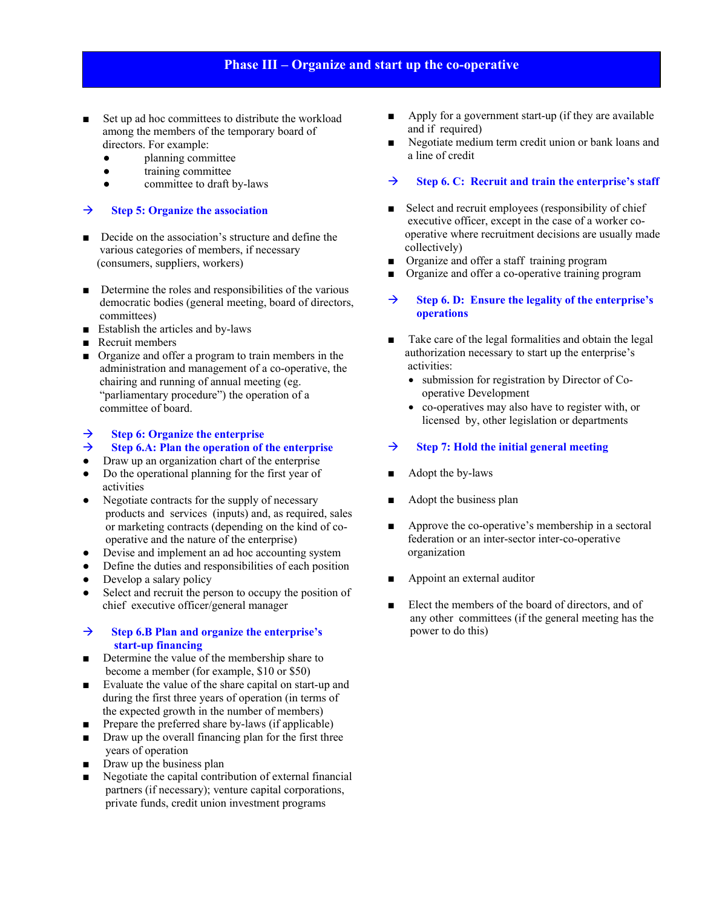## Phase III – Organize and start up the co-operative

- Set up ad hoc committees to distribute the workload among the members of the temporary board of directors. For example:
  - planning committee
  - training committee
  - committee to draft by-laws

### → Step 5: Organize the association

- Decide on the association's structure and define the various categories of members, if necessary (consumers, suppliers, workers)

- Determine the roles and responsibilities of the various democratic bodies (general meeting, board of directors, committees)
- Establish the articles and by-laws
- Recruit members
- Organize and offer a program to train members in the administration and management of a co-operative, the chairing and running of annual meeting (eg. "parliamentary procedure") the operation of a committee of board.

### → Step 6: Organize the enterprise

### → Step 6.A: Plan the operation of the enterprise

- Draw up an organization chart of the enterprise
- Do the operational planning for the first year of activities
- Negotiate contracts for the supply of necessary products and services (inputs) and, as required, sales or marketing contracts (depending on the kind of co-operative and the nature of the enterprise)
- Devise and implement an ad hoc accounting system
- Define the duties and responsibilities of each position
- Develop a salary policy
- Select and recruit the person to occupy the position of chief executive officer/general manager

### → Step 6.B Plan and organize the enterprise's start-up financing

- Determine the value of the membership share to become a member (for example, $10 or $50)
- Evaluate the value of the share capital on start-up and during the first three years of operation (in terms of the expected growth in the number of members)
- Prepare the preferred share by-laws (if applicable)
- Draw up the overall financing plan for the first three years of operation
- Draw up the business plan
- Negotiate the capital contribution of external financial partners (if necessary); venture capital corporations, private funds, credit union investment programs
- Apply for a government start-up (if they are available and if required)
- Negotiate medium term credit union or bank loans and a line of credit

### → Step 6. C: Recruit and train the enterprise's staff

- Select and recruit employees (responsibility of chief executive officer, except in the case of a worker co-operative where recruitment decisions are usually made collectively)
- Organize and offer a staff training program
- Organize and offer a co-operative training program

### → Step 6. D: Ensure the legality of the enterprise's operations

- Take care of the legal formalities and obtain the legal authorization necessary to start up the enterprise's activities:
  - submission for registration by Director of Co-operative Development
  - co-operatives may also have to register with, or licensed by, other legislation or departments

### → Step 7: Hold the initial general meeting

- Adopt the by-laws

- Adopt the business plan

- Approve the co-operative's membership in a sectoral federation or an inter-sector inter-co-operative organization

- Appoint an external auditor

- Elect the members of the board of directors, and of any other committees (if the general meeting has the power to do this)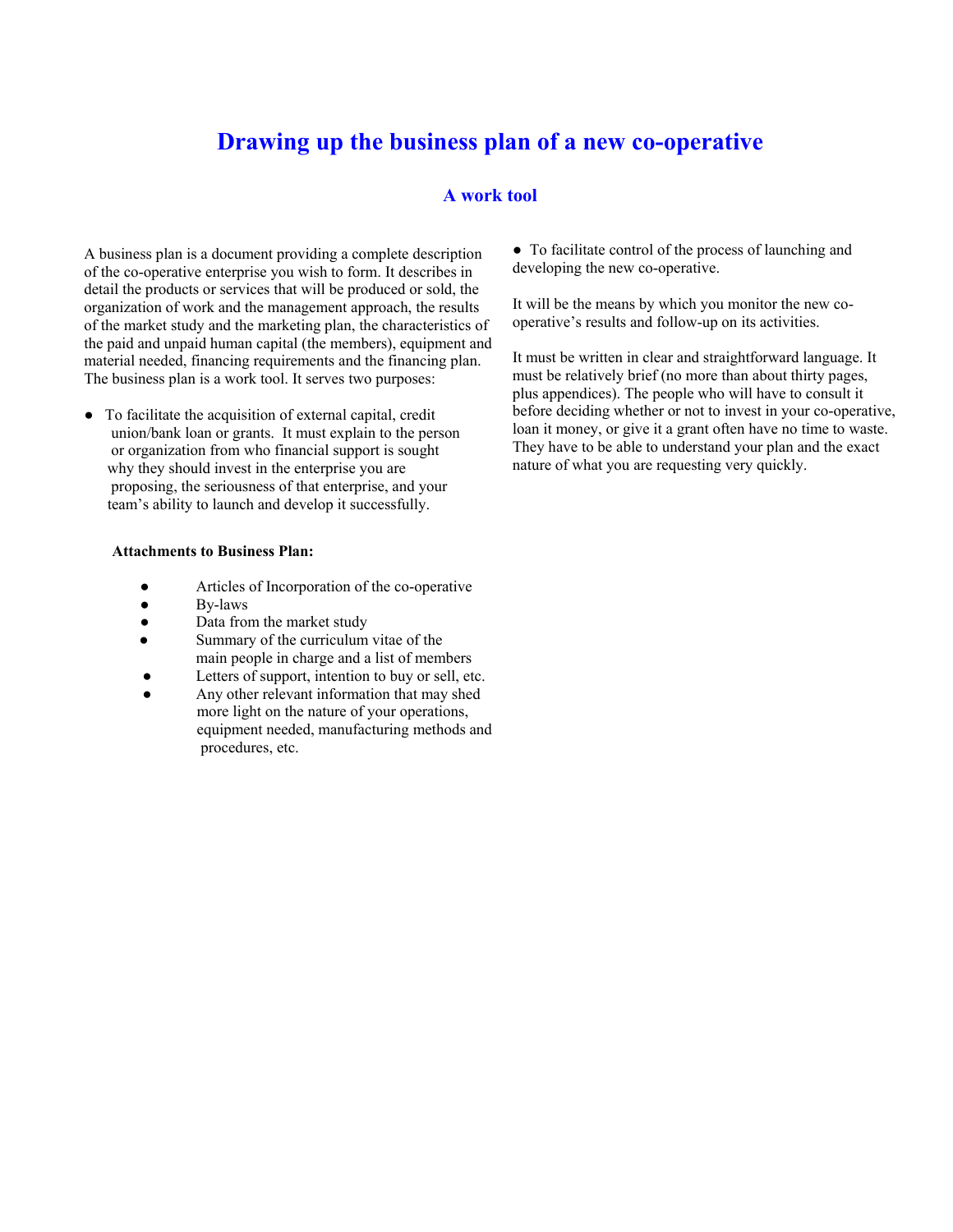# Drawing up the business plan of a new co-operative

## A work tool

A business plan is a document providing a complete description of the co-operative enterprise you wish to form. It describes in detail the products or services that will be produced or sold, the organization of work and the management approach, the results of the market study and the marketing plan, the characteristics of the paid and unpaid human capital (the members), equipment and material needed, financing requirements and the financing plan. The business plan is a work tool. It serves two purposes:

- To facilitate the acquisition of external capital, credit union/bank loan or grants. It must explain to the person or organization from who financial support is sought why they should invest in the enterprise you are proposing, the seriousness of that enterprise, and your team's ability to launch and develop it successfully.

**Attachments to Business Plan:**

- Articles of Incorporation of the co-operative
- By-laws
- Data from the market study
- Summary of the curriculum vitae of the main people in charge and a list of members
- Letters of support, intention to buy or sell, etc.
- Any other relevant information that may shed more light on the nature of your operations, equipment needed, manufacturing methods and procedures, etc.

- To facilitate control of the process of launching and developing the new co-operative.

It will be the means by which you monitor the new co-operative's results and follow-up on its activities.

It must be written in clear and straightforward language. It must be relatively brief (no more than about thirty pages, plus appendices). The people who will have to consult it before deciding whether or not to invest in your co-operative, loan it money, or give it a grant often have no time to waste. They have to be able to understand your plan and the exact nature of what you are requesting very quickly.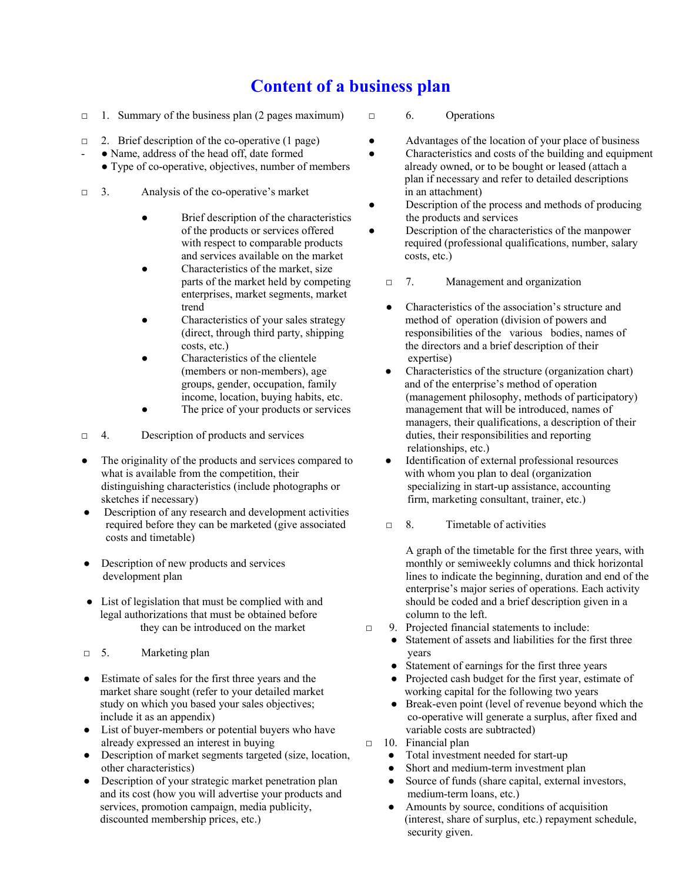# Content of a business plan

1. Summary of the business plan (2 pages maximum)

2. Brief description of the co-operative (1 page)
   - Name, address of the head off, date formed
   - Type of co-operative, objectives, number of members

3. Analysis of the co-operative's market
   - Brief description of the characteristics of the products or services offered with respect to comparable products and services available on the market
   - Characteristics of the market, size parts of the market held by competing enterprises, market segments, market trend
   - Characteristics of your sales strategy (direct, through third party, shipping costs, etc.)
   - Characteristics of the clientele (members or non-members), age groups, gender, occupation, family income, location, buying habits, etc.
   - The price of your products or services

4. Description of products and services
   - The originality of the products and services compared to what is available from the competition, their distinguishing characteristics (include photographs or sketches if necessary)
   - Description of any research and development activities required before they can be marketed (give associated costs and timetable)
   - Description of new products and services development plan
   - List of legislation that must be complied with and legal authorizations that must be obtained before they can be introduced on the market

5. Marketing plan
   - Estimate of sales for the first three years and the market share sought (refer to your detailed market study on which you based your sales objectives; include it as an appendix)
   - List of buyer-members or potential buyers who have already expressed an interest in buying
   - Description of market segments targeted (size, location, other characteristics)
   - Description of your strategic market penetration plan and its cost (how you will advertise your products and services, promotion campaign, media publicity, discounted membership prices, etc.)

6. Operations
   - Advantages of the location of your place of business
   - Characteristics and costs of the building and equipment already owned, or to be bought or leased (attach a plan if necessary and refer to detailed descriptions in an attachment)
   - Description of the process and methods of producing the products and services
   - Description of the characteristics of the manpower required (professional qualifications, number, salary costs, etc.)

7. Management and organization
   - Characteristics of the association's structure and method of operation (division of powers and responsibilities of the various bodies, names of the directors and a brief description of their expertise)
   - Characteristics of the structure (organization chart) and of the enterprise's method of operation (management philosophy, methods of participatory) management that will be introduced, names of managers, their qualifications, a description of their duties, their responsibilities and reporting relationships, etc.)
   - Identification of external professional resources with whom you plan to deal (organization specializing in start-up assistance, accounting firm, marketing consultant, trainer, etc.)

8. Timetable of activities

   A graph of the timetable for the first three years, with monthly or semiweekly columns and thick horizontal lines to indicate the beginning, duration and end of the enterprise's major series of operations. Each activity should be coded and a brief description given in a column to the left.

9. Projected financial statements to include:
   - Statement of assets and liabilities for the first three years
   - Statement of earnings for the first three years
   - Projected cash budget for the first year, estimate of working capital for the following two years
   - Break-even point (level of revenue beyond which the co-operative will generate a surplus, after fixed and variable costs are subtracted)

10. Financial plan
    - Total investment needed for start-up
    - Short and medium-term investment plan
    - Source of funds (share capital, external investors, medium-term loans, etc.)
    - Amounts by source, conditions of acquisition (interest, share of surplus, etc.) repayment schedule, security given.